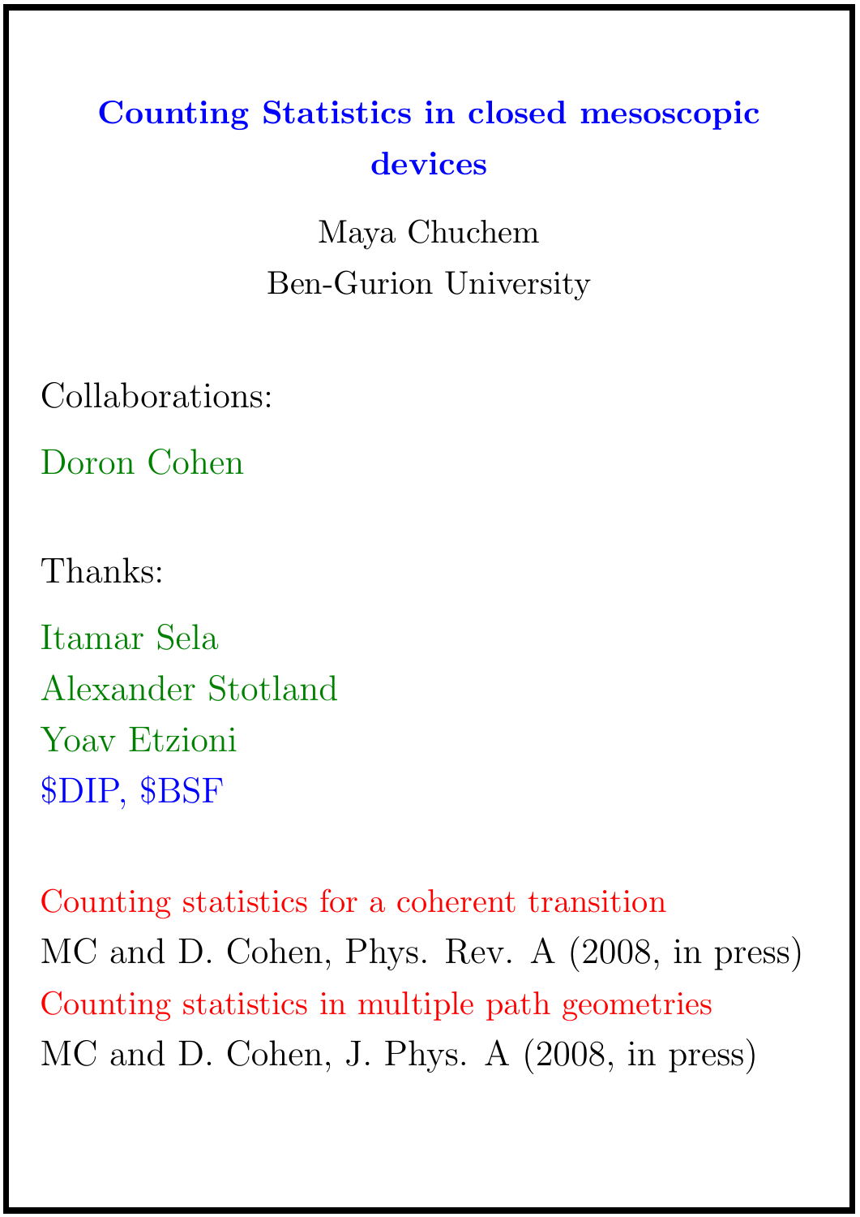# Counting Statistics in closed mesoscopic devices

Maya Chuchem

Ben-Gurion University

Collaborations:

Doron Cohen

Thanks:

Itamar Sela

Alexander Stotland

Yoav Etzioni

$DIP, $BSF

Counting statistics for a coherent transition

MC and D. Cohen, Phys. Rev. A (2008, in press)

Counting statistics in multiple path geometries

MC and D. Cohen, J. Phys. A (2008, in press)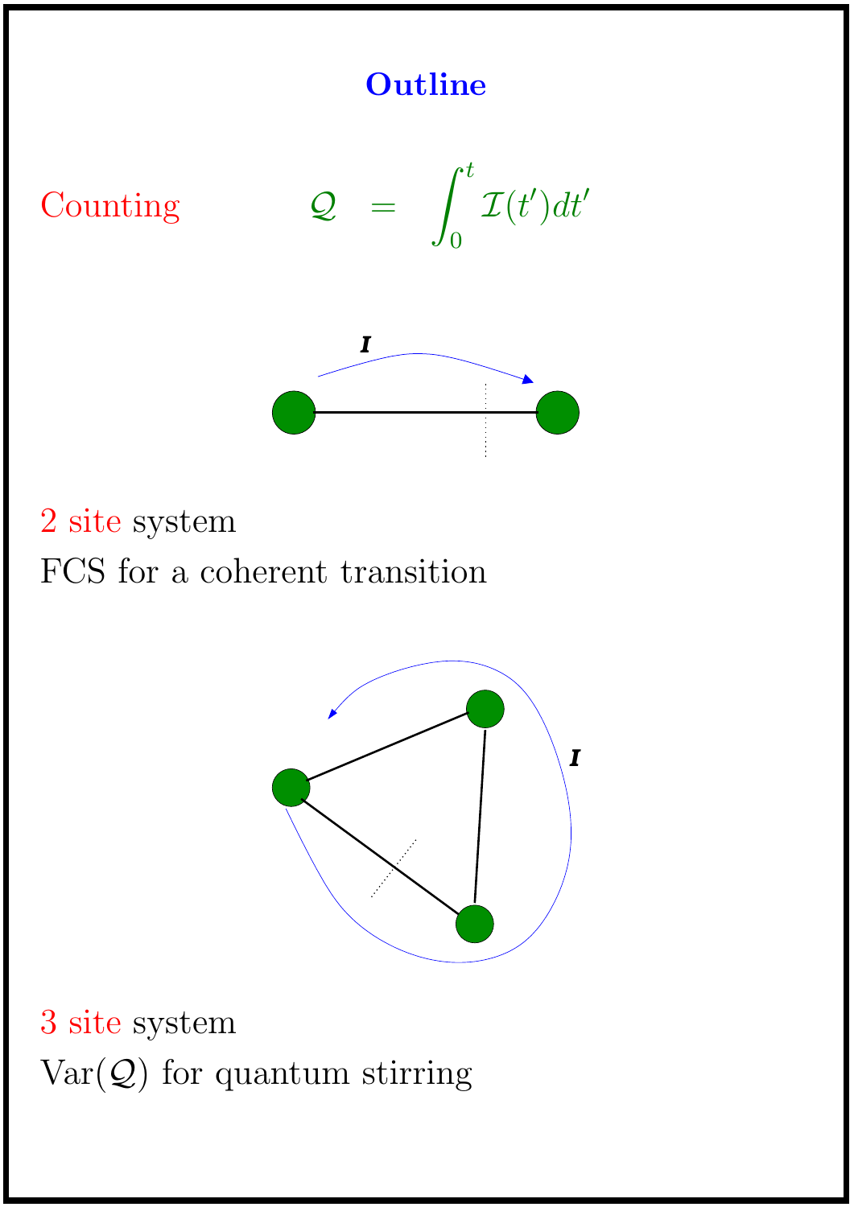## Outline

Counting $\quad \mathcal{Q} = \int_0^t \mathcal{I}(t')dt'$

2 site system

FCS for a coherent transition

3 site system

Var($\mathcal{Q}$) for quantum stirring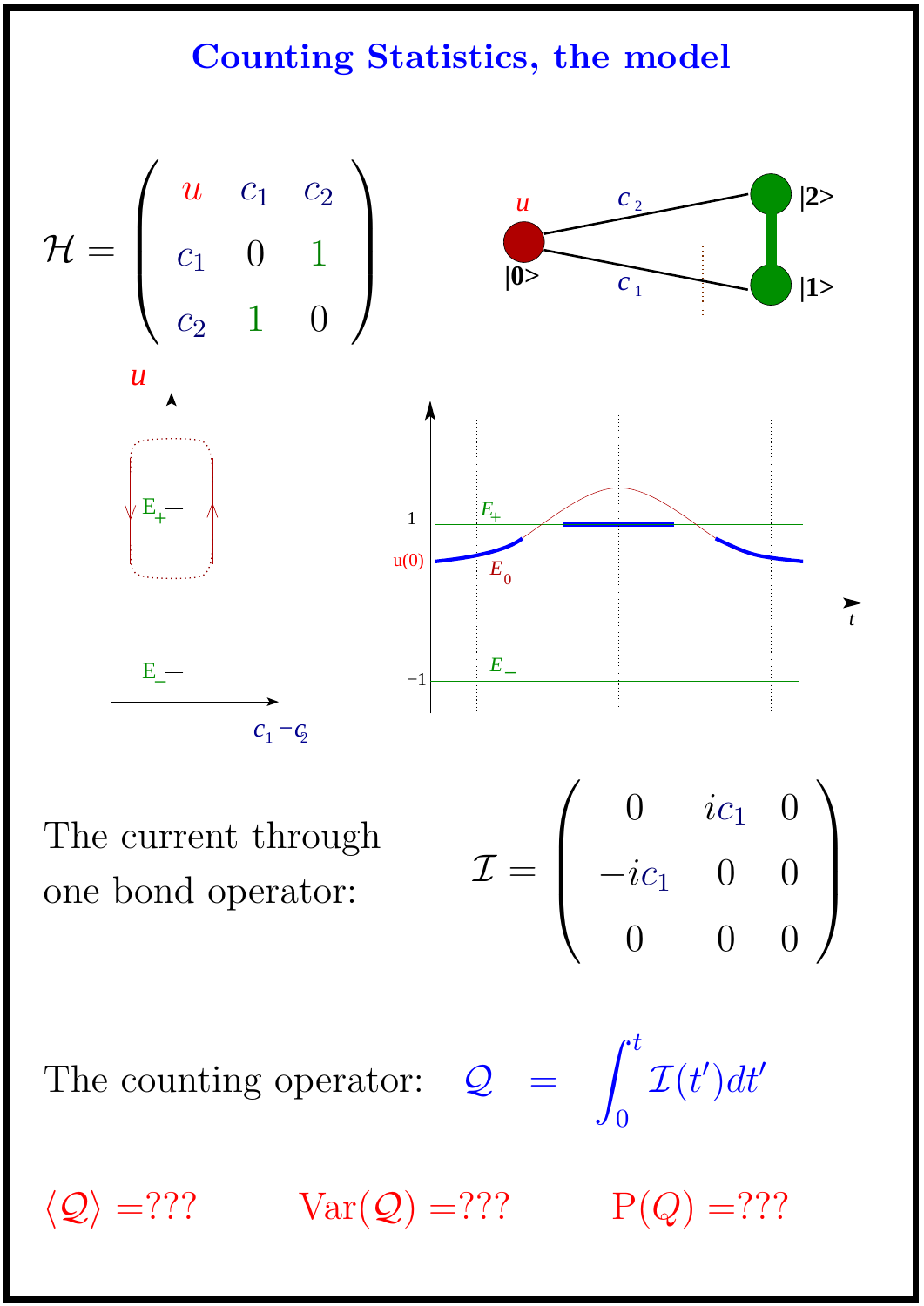# Counting Statistics, the model

$$\mathcal{H} = \begin{pmatrix} u & c_1 & c_2 \\ c_1 & 0 & 1 \\ c_2 & 1 & 0 \end{pmatrix}$$

The current through one bond operator:

$$\mathcal{I} = \begin{pmatrix} 0 & ic_1 & 0 \\ -ic_1 & 0 & 0 \\ 0 & 0 & 0 \end{pmatrix}$$

The counting operator: $\mathcal{Q} = \int_0^t \mathcal{I}(t')dt'$

$\langle \mathcal{Q} \rangle =$??? $\quad$ $\mathrm{Var}(\mathcal{Q}) =$??? $\quad$ $\mathrm{P}(Q) =$???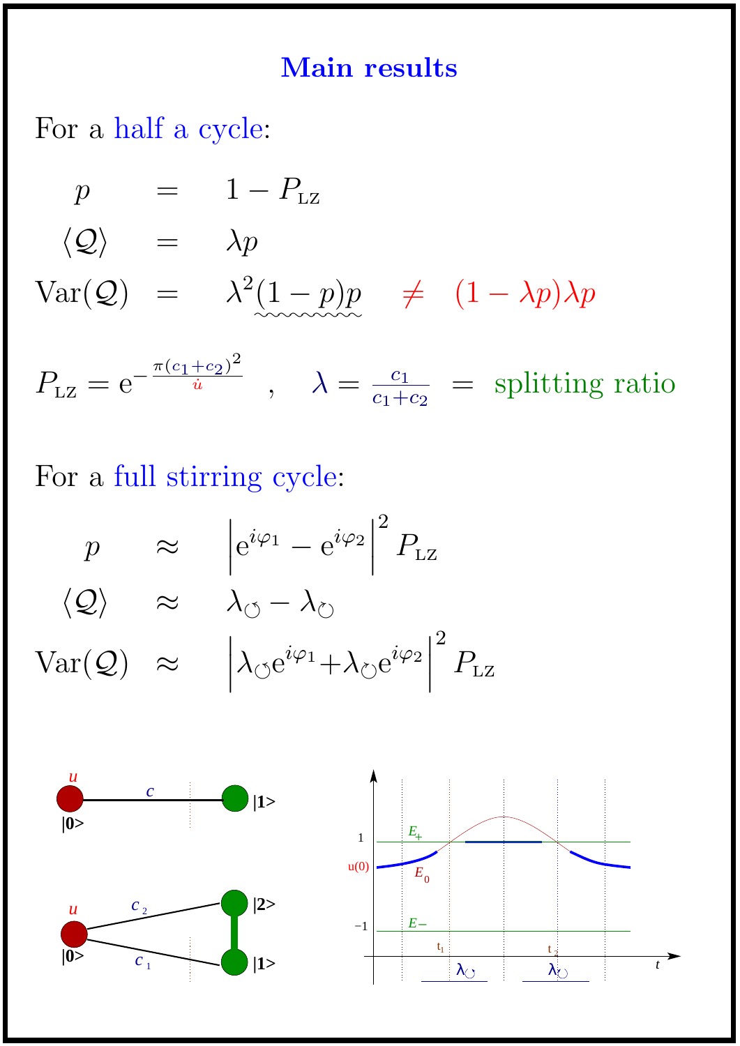# Main results

For a half a cycle:

$$
\begin{aligned}
p &= 1 - P_{\text{LZ}} \\
\langle \mathcal{Q} \rangle &= \lambda p \\
\text{Var}(\mathcal{Q}) &= \lambda^2 (1-p)p \quad \neq \quad (1-\lambda p)\lambda p
\end{aligned}
$$

$$
P_{\text{LZ}} = \mathrm{e}^{-\frac{\pi (c_1+c_2)^2}{\dot{u}}} \quad , \quad \lambda = \frac{c_1}{c_1+c_2} \; = \; \text{splitting ratio}
$$

For a full stirring cycle:

$$
\begin{aligned}
p &\approx \left| \mathrm{e}^{i\varphi_1} - \mathrm{e}^{i\varphi_2} \right|^2 P_{\text{LZ}} \\
\langle \mathcal{Q} \rangle &\approx \lambda_{\circlearrowleft} - \lambda_{\circlearrowright} \\
\text{Var}(\mathcal{Q}) &\approx \left| \lambda_{\circlearrowleft} \mathrm{e}^{i\varphi_1} + \lambda_{\circlearrowright} \mathrm{e}^{i\varphi_2} \right|^2 P_{\text{LZ}}
\end{aligned}
$$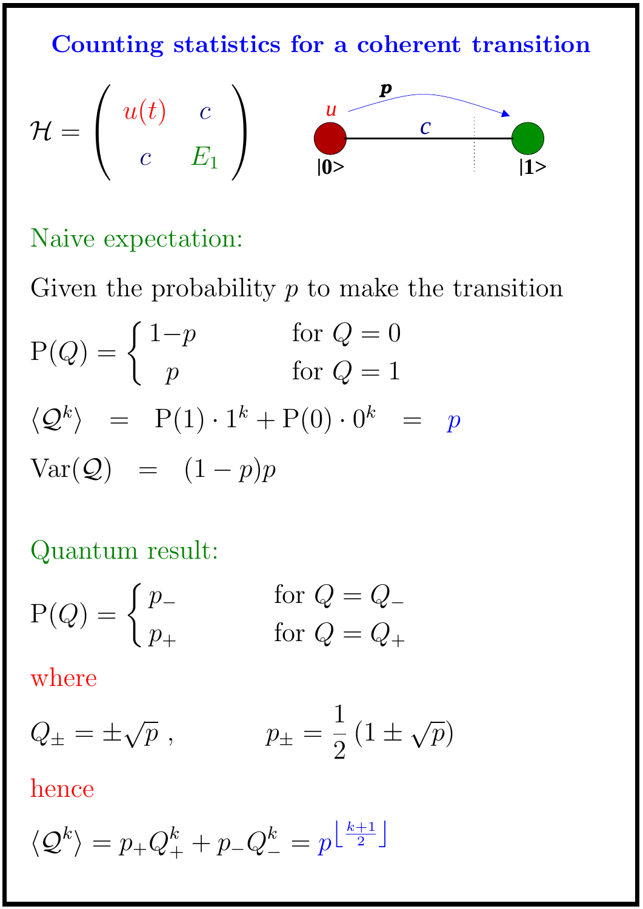# Counting statistics for a coherent transition

$$\mathcal{H} = \begin{pmatrix} u(t) & c \\ c & E_1 \end{pmatrix}$$

Naive expectation:

Given the probability $p$ to make the transition

$$\mathrm{P}(Q) = \begin{cases} 1-p & \text{for } Q=0 \\ p & \text{for } Q=1 \end{cases}$$

$$\langle \mathcal{Q}^k \rangle \;=\; \mathrm{P}(1)\cdot 1^k + \mathrm{P}(0)\cdot 0^k \;=\; p$$

$$\mathrm{Var}(\mathcal{Q}) \;=\; (1-p)p$$

Quantum result:

$$\mathrm{P}(Q) = \begin{cases} p_- & \text{for } Q=Q_- \\ p_+ & \text{for } Q=Q_+ \end{cases}$$

where

$$Q_\pm = \pm\sqrt{p}\ , \qquad p_\pm = \frac{1}{2}\left(1 \pm \sqrt{p}\right)$$

hence

$$\langle \mathcal{Q}^k \rangle = p_+ Q_+^k + p_- Q_-^k = p^{\left\lfloor \frac{k+1}{2} \right\rfloor}$$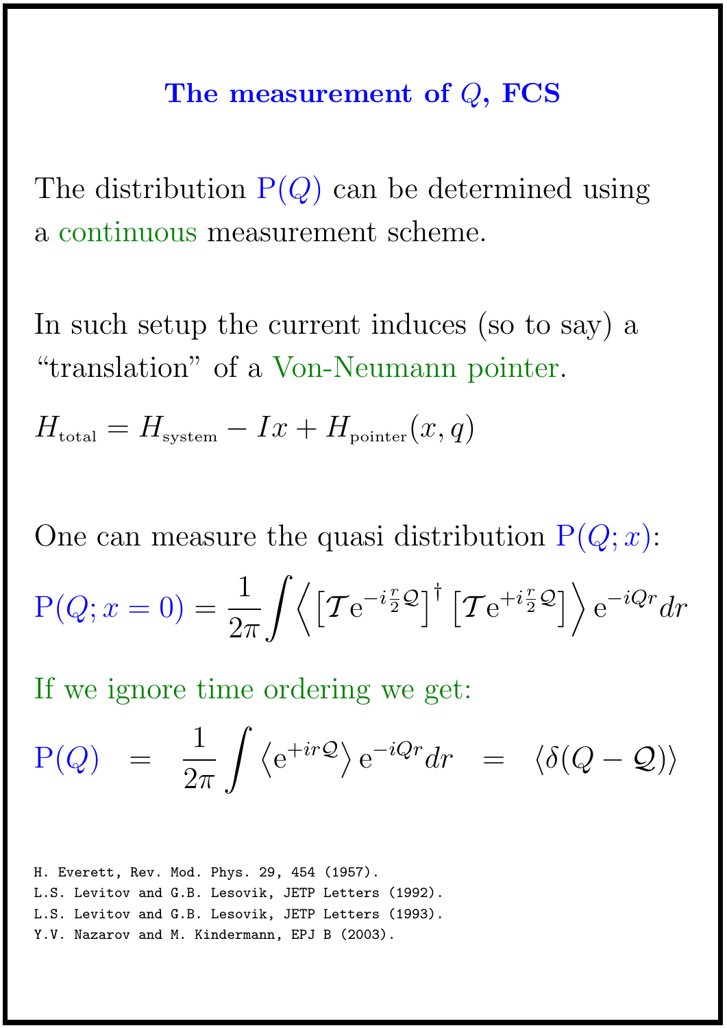## The measurement of $Q$, FCS

The distribution $\mathrm{P}(Q)$ can be determined using a continuous measurement scheme.

In such setup the current induces (so to say) a "translation" of a Von-Neumann pointer.

$$H_{\text{total}} = H_{\text{system}} - Ix + H_{\text{pointer}}(x, q)$$

One can measure the quasi distribution $\mathrm{P}(Q; x)$:

$$\mathrm{P}(Q; x=0) = \frac{1}{2\pi} \int \left\langle \left[\mathcal{T} \mathrm{e}^{-i\frac{r}{2}\mathcal{Q}}\right]^{\dagger} \left[\mathcal{T} \mathrm{e}^{+i\frac{r}{2}\mathcal{Q}}\right] \right\rangle \mathrm{e}^{-iQr} dr$$

If we ignore time ordering we get:

$$\mathrm{P}(Q) \;=\; \frac{1}{2\pi} \int \left\langle \mathrm{e}^{+ir\mathcal{Q}} \right\rangle \mathrm{e}^{-iQr} dr \;=\; \left\langle \delta(Q - \mathcal{Q}) \right\rangle$$

H. Everett, Rev. Mod. Phys. 29, 454 (1957).
L.S. Levitov and G.B. Lesovik, JETP Letters (1992).
L.S. Levitov and G.B. Lesovik, JETP Letters (1993).
Y.V. Nazarov and M. Kindermann, EPJ B (2003).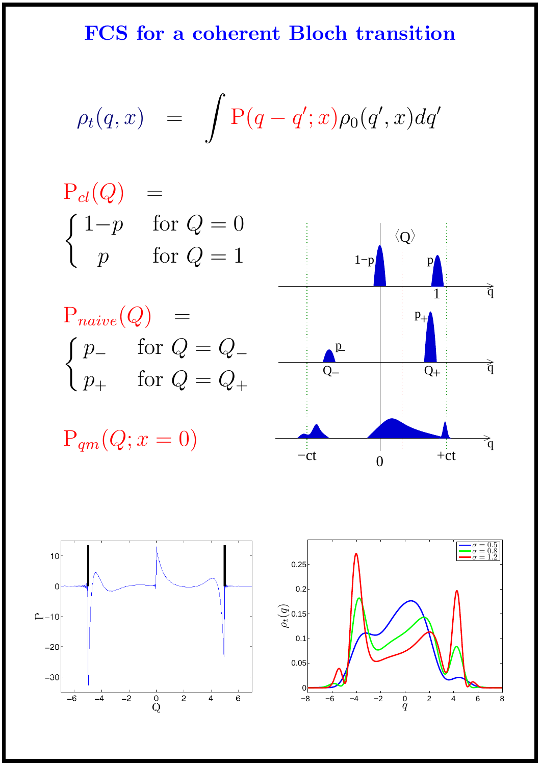# FCS for a coherent Bloch transition

$$\rho_t(q,x) \;=\; \int \mathrm{P}(q-q';x)\rho_0(q',x)dq'$$

$$\mathrm{P}_{cl}(Q) \;=\; \begin{cases} 1-p & \text{for } Q=0 \\ p & \text{for } Q=1 \end{cases}$$

$$\mathrm{P}_{naive}(Q) \;=\; \begin{cases} p_- & \text{for } Q=Q_- \\ p_+ & \text{for } Q=Q_+ \end{cases}$$

$$\mathrm{P}_{qm}(Q;x=0)$$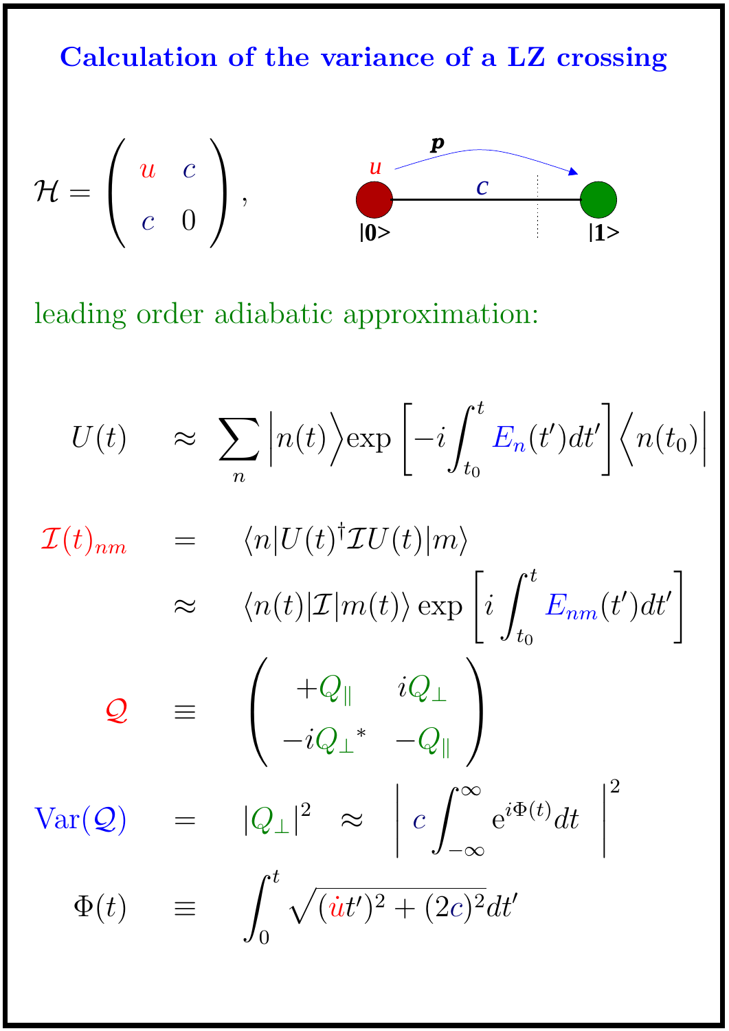# Calculation of the variance of a LZ crossing

$$\mathcal{H} = \begin{pmatrix} u & c \\ c & 0 \end{pmatrix},$$

leading order adiabatic approximation:

$$U(t) \approx \sum_n \Big|n(t)\Big\rangle \exp\left[-i\int_{t_0}^{t} E_n(t')dt'\right]\Big\langle n(t_0)\Big|$$

$$\mathcal{I}(t)_{nm} = \langle n|U(t)^{\dagger}\mathcal{I}U(t)|m\rangle$$

$$\approx \langle n(t)|\mathcal{I}|m(t)\rangle \exp\left[i\int_{t_0}^{t} E_{nm}(t')dt'\right]$$

$$\mathcal{Q} \equiv \begin{pmatrix} +Q_{\parallel} & iQ_{\perp} \\ -iQ_{\perp}{}^{*} & -Q_{\parallel} \end{pmatrix}$$

$$\mathrm{Var}(\mathcal{Q}) = |Q_{\perp}|^2 \approx \left| \; c\int_{-\infty}^{\infty} \mathrm{e}^{i\Phi(t)}dt \;\right|^2$$

$$\Phi(t) \equiv \int_0^t \sqrt{(\dot{u}t')^2 + (2c)^2}\,dt'$$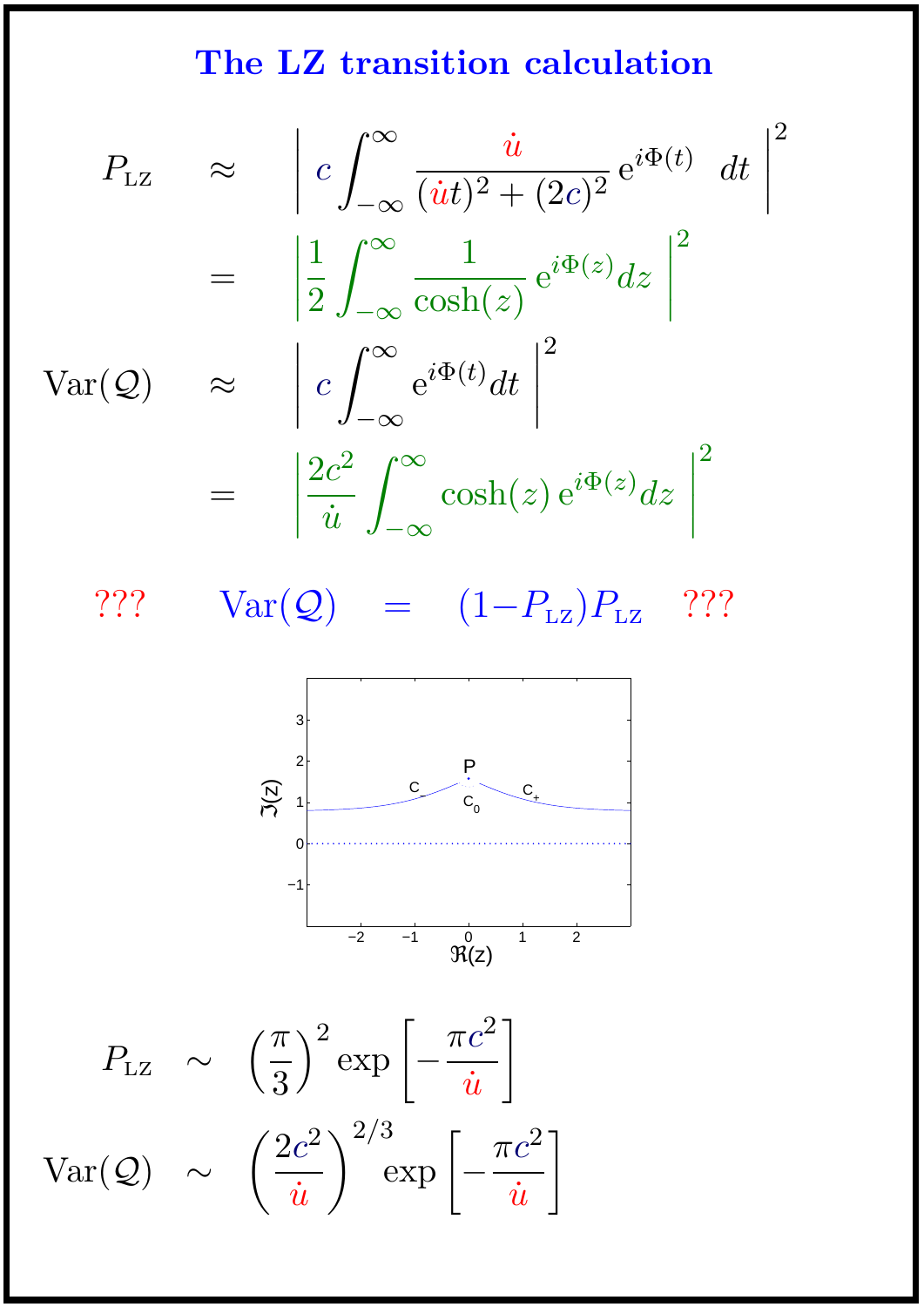# The LZ transition calculation

$$P_{\text{LZ}} \approx \left| c \int_{-\infty}^{\infty} \frac{\dot{u}}{(\dot{u}t)^2 + (2c)^2} \, \mathrm{e}^{i\Phi(t)} \; dt \right|^2$$

$$= \left| \frac{1}{2} \int_{-\infty}^{\infty} \frac{1}{\cosh(z)} \, \mathrm{e}^{i\Phi(z)} dz \right|^2$$

$$\text{Var}(\mathcal{Q}) \approx \left| c \int_{-\infty}^{\infty} \mathrm{e}^{i\Phi(t)} dt \right|^2$$

$$= \left| \frac{2c^2}{\dot{u}} \int_{-\infty}^{\infty} \cosh(z) \, \mathrm{e}^{i\Phi(z)} dz \right|^2$$

$$??? \qquad \text{Var}(\mathcal{Q}) = (1 - P_{\text{LZ}}) P_{\text{LZ}} \qquad ???$$

$$P_{\text{LZ}} \sim \left(\frac{\pi}{3}\right)^2 \exp\left[-\frac{\pi c^2}{\dot{u}}\right]$$

$$\text{Var}(\mathcal{Q}) \sim \left(\frac{2c^2}{\dot{u}}\right)^{2/3} \exp\left[-\frac{\pi c^2}{\dot{u}}\right]$$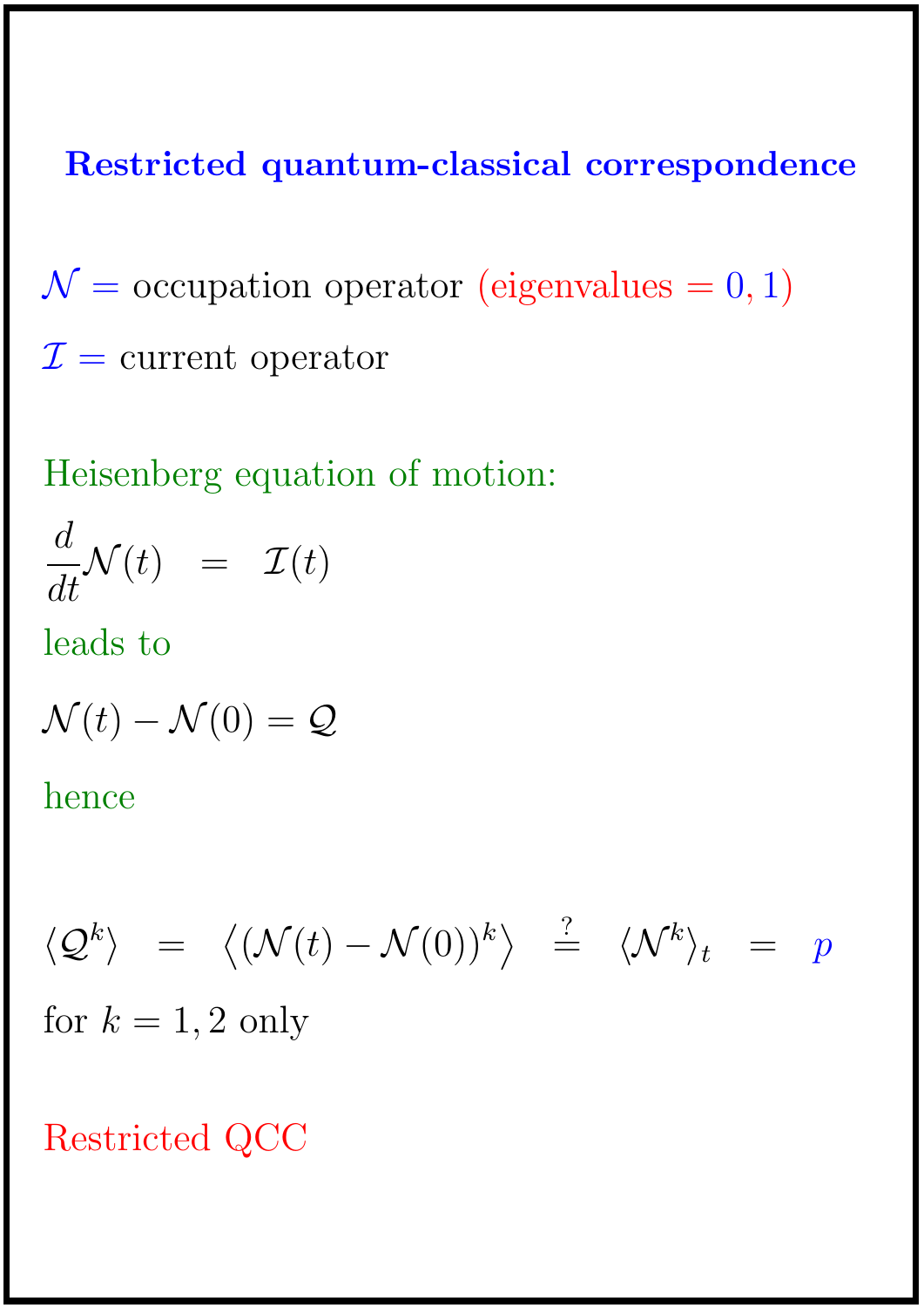## Restricted quantum-classical correspondence

$\mathcal{N}$ = occupation operator (eigenvalues = $0, 1$)

$\mathcal{I}$ = current operator

Heisenberg equation of motion:

$$\frac{d}{dt}\mathcal{N}(t) \quad = \quad \mathcal{I}(t)$$

leads to

$$\mathcal{N}(t) - \mathcal{N}(0) = \mathcal{Q}$$

hence

$$\langle \mathcal{Q}^k \rangle \quad = \quad \left\langle (\mathcal{N}(t) - \mathcal{N}(0))^k \right\rangle \quad \stackrel{?}{=} \quad \langle \mathcal{N}^k \rangle_t \quad = \quad p$$

for $k = 1, 2$ only

Restricted QCC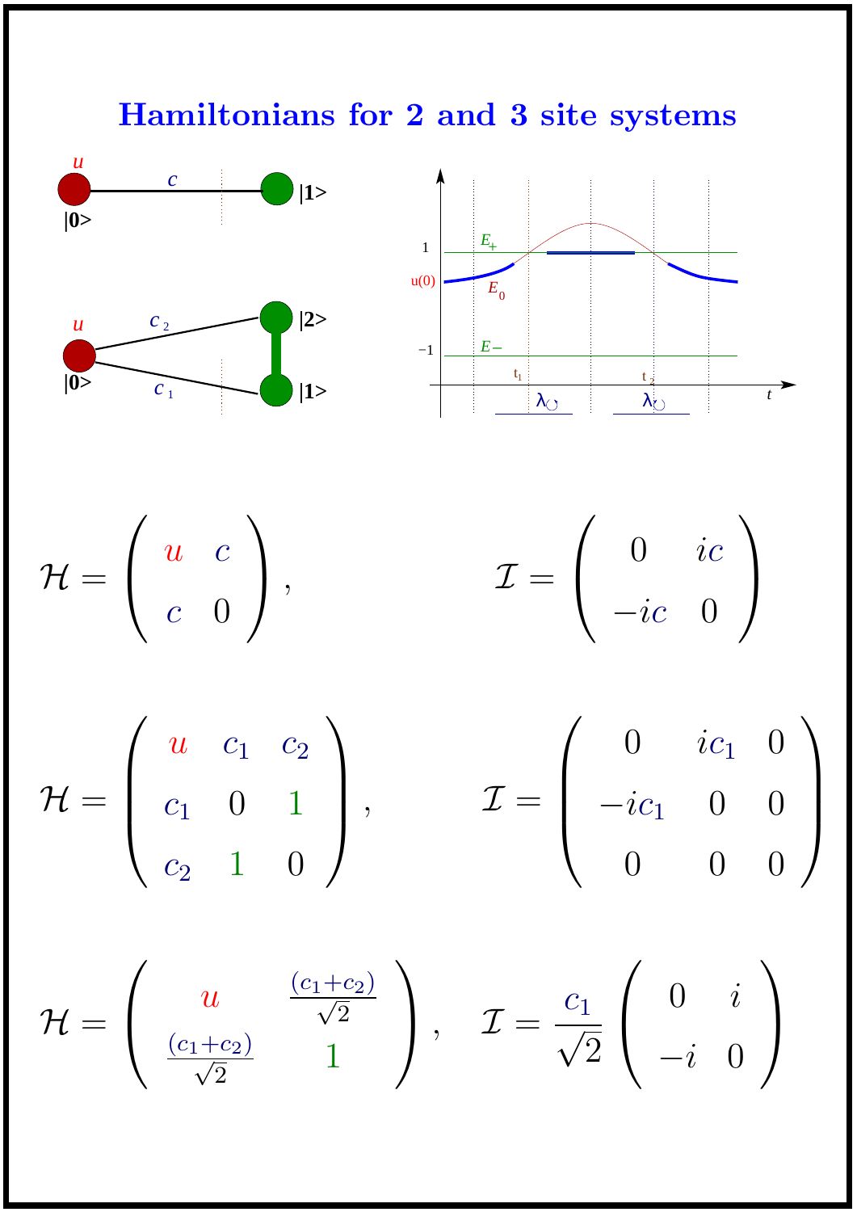# Hamiltonians for 2 and 3 site systems

$$\mathcal{H} = \begin{pmatrix} u & c \\ c & 0 \end{pmatrix}, \qquad \mathcal{I} = \begin{pmatrix} 0 & ic \\ -ic & 0 \end{pmatrix}$$

$$\mathcal{H} = \begin{pmatrix} u & c_1 & c_2 \\ c_1 & 0 & 1 \\ c_2 & 1 & 0 \end{pmatrix}, \qquad \mathcal{I} = \begin{pmatrix} 0 & ic_1 & 0 \\ -ic_1 & 0 & 0 \\ 0 & 0 & 0 \end{pmatrix}$$

$$\mathcal{H} = \begin{pmatrix} u & \frac{(c_1+c_2)}{\sqrt{2}} \\ \frac{(c_1+c_2)}{\sqrt{2}} & 1 \end{pmatrix}, \qquad \mathcal{I} = \frac{c_1}{\sqrt{2}} \begin{pmatrix} 0 & i \\ -i & 0 \end{pmatrix}$$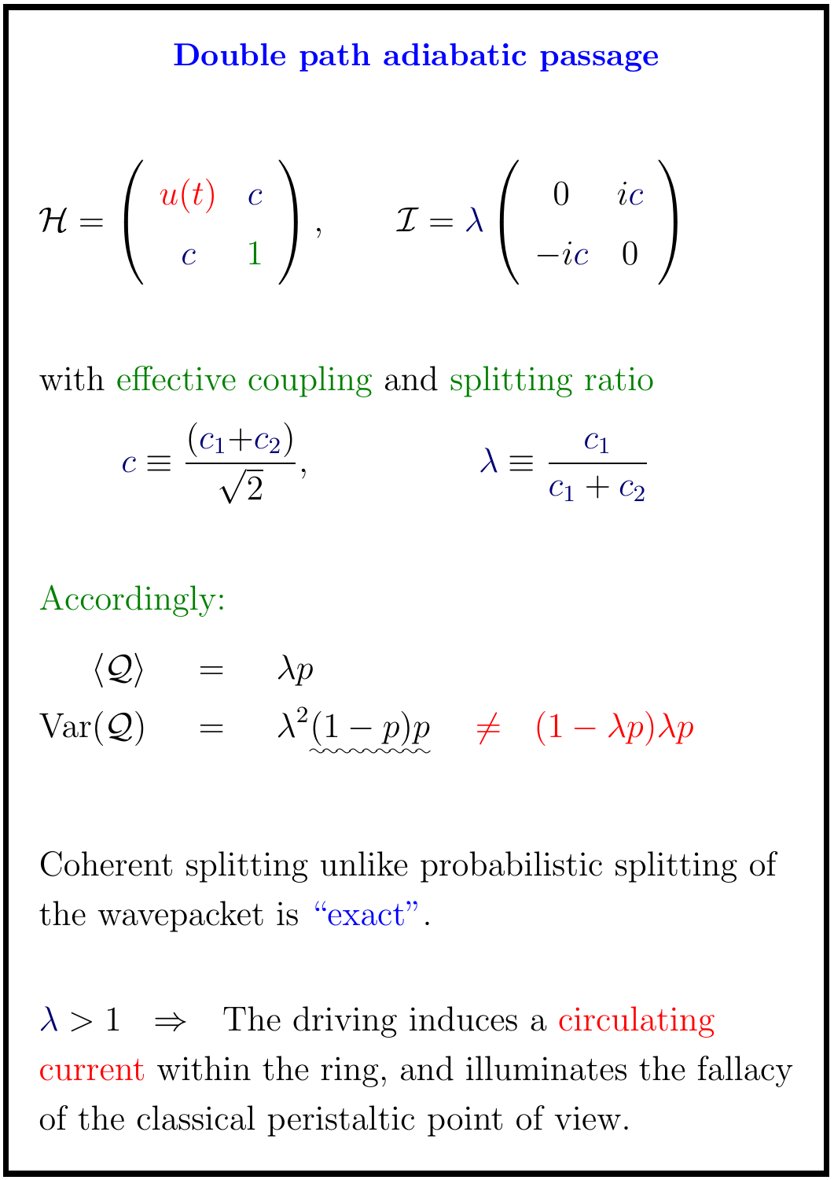## Double path adiabatic passage

$$\mathcal{H} = \begin{pmatrix} u(t) & c \\ c & 1 \end{pmatrix}, \qquad \mathcal{I} = \lambda \begin{pmatrix} 0 & ic \\ -ic & 0 \end{pmatrix}$$

with effective coupling and splitting ratio

$$c \equiv \frac{(c_1+c_2)}{\sqrt{2}}, \qquad \lambda \equiv \frac{c_1}{c_1+c_2}$$

Accordingly:

$$\begin{aligned} \langle \mathcal{Q} \rangle &= \lambda p \\ \mathrm{Var}(\mathcal{Q}) &= \lambda^2 (1-p)p \quad \neq \quad (1-\lambda p)\lambda p \end{aligned}$$

Coherent splitting unlike probabilistic splitting of the wavepacket is "exact".

$\lambda > 1 \quad \Rightarrow \quad$ The driving induces a circulating current within the ring, and illuminates the fallacy of the classical peristaltic point of view.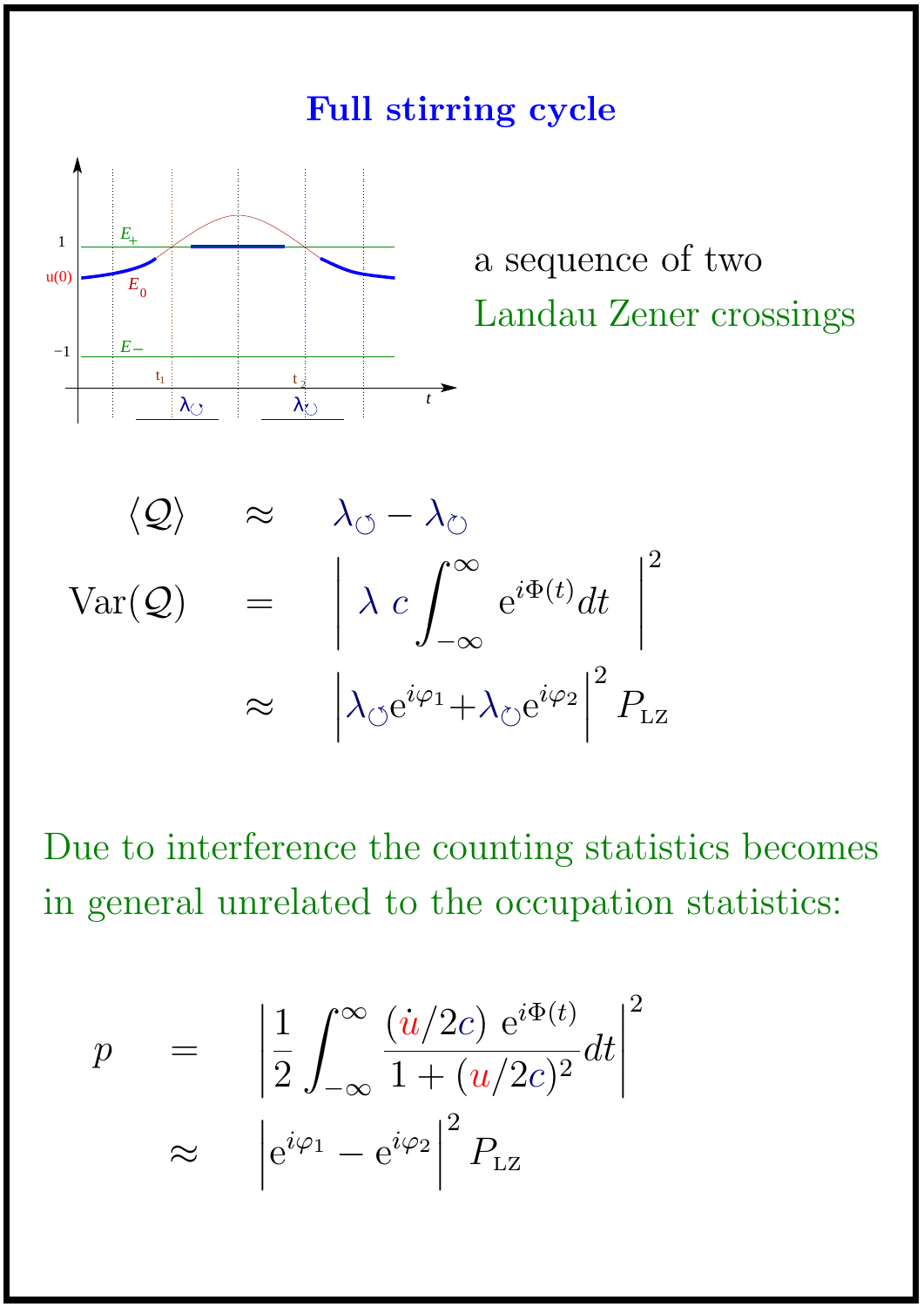## Full stirring cycle

a sequence of two Landau Zener crossings

$$\langle \mathcal{Q} \rangle \approx \lambda_{\circlearrowleft} - \lambda_{\circlearrowright}$$

$$\mathrm{Var}(\mathcal{Q}) = \left| \lambda \, c \int_{-\infty}^{\infty} \mathrm{e}^{i\Phi(t)} dt \right|^2$$

$$\approx \left| \lambda_{\circlearrowleft} \mathrm{e}^{i\varphi_1} + \lambda_{\circlearrowright} \mathrm{e}^{i\varphi_2} \right|^2 P_{\mathrm{LZ}}$$

Due to interference the counting statistics becomes in general unrelated to the occupation statistics:

$$p = \left| \frac{1}{2} \int_{-\infty}^{\infty} \frac{(\dot{u}/2c)\ \mathrm{e}^{i\Phi(t)}}{1 + (u/2c)^2} dt \right|^2$$

$$\approx \left| \mathrm{e}^{i\varphi_1} - \mathrm{e}^{i\varphi_2} \right|^2 P_{\mathrm{LZ}}$$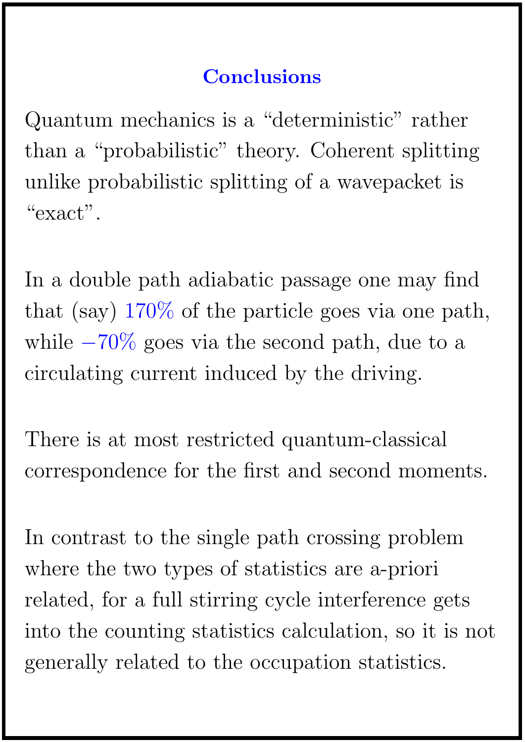## Conclusions

Quantum mechanics is a "deterministic" rather than a "probabilistic" theory. Coherent splitting unlike probabilistic splitting of a wavepacket is "exact".

In a double path adiabatic passage one may find that (say) 170% of the particle goes via one path, while −70% goes via the second path, due to a circulating current induced by the driving.

There is at most restricted quantum-classical correspondence for the first and second moments.

In contrast to the single path crossing problem where the two types of statistics are a-priori related, for a full stirring cycle interference gets into the counting statistics calculation, so it is not generally related to the occupation statistics.